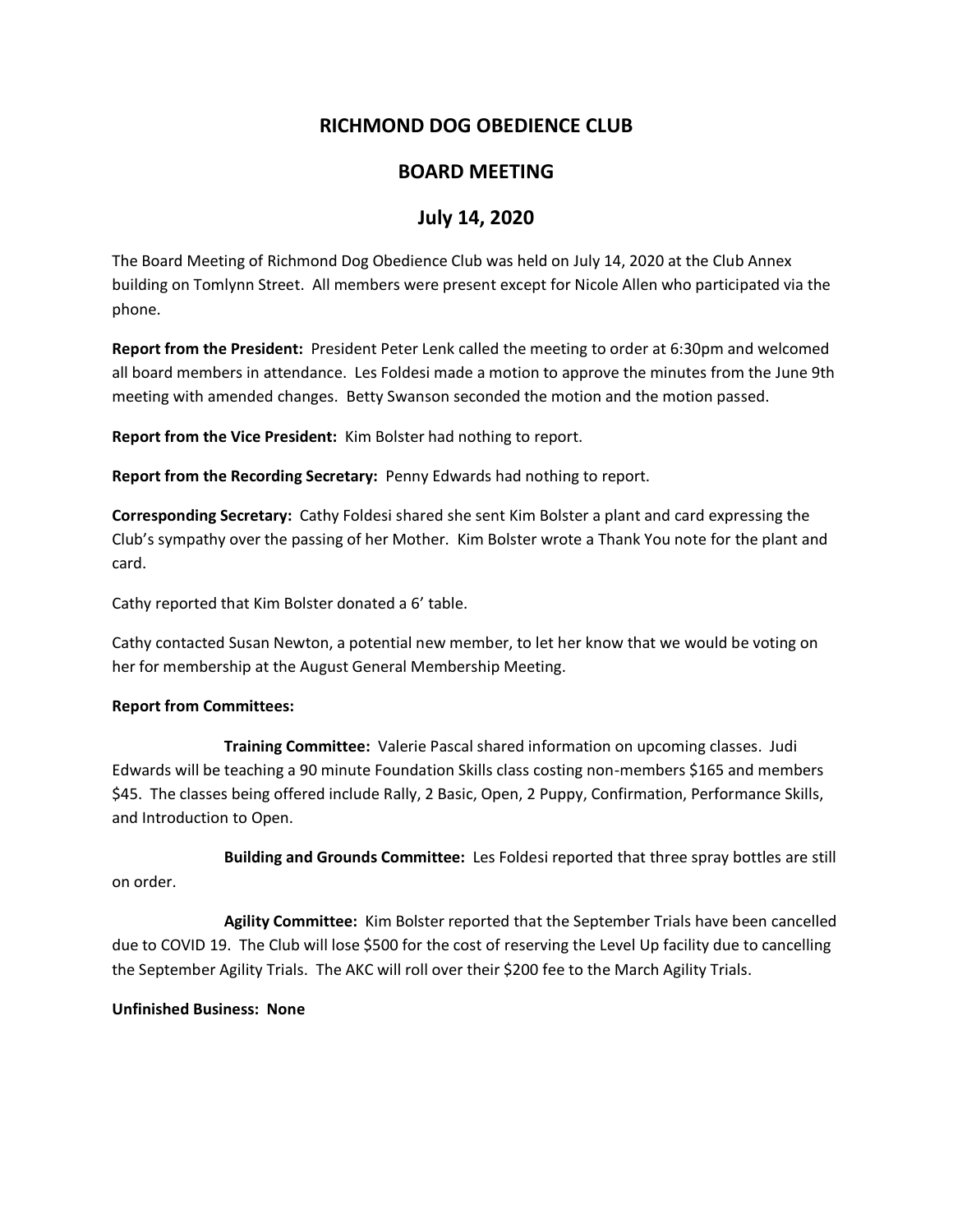# RICHMOND DOG OBEDIENCE CLUB

## BOARD MEETING

## July 14, 2020

The Board Meeting of Richmond Dog Obedience Club was held on July 14, 2020 at the Club Annex building on Tomlynn Street. All members were present except for Nicole Allen who participated via the phone.

**Report from the President:** President Peter Lenk called the meeting to order at 6:30pm and welcomed all board members in attendance. Les Foldesi made a motion to approve the minutes from the June 9th meeting with amended changes. Betty Swanson seconded the motion and the motion passed.

**Report from the Vice President:** Kim Bolster had nothing to report.

**Report from the Recording Secretary:** Penny Edwards had nothing to report.

**Corresponding Secretary:** Cathy Foldesi shared she sent Kim Bolster a plant and card expressing the Club's sympathy over the passing of her Mother. Kim Bolster wrote a Thank You note for the plant and card.

Cathy reported that Kim Bolster donated a 6' table.

Cathy contacted Susan Newton, a potential new member, to let her know that we would be voting on her for membership at the August General Membership Meeting.

**Report from Committees:**

**Training Committee:** Valerie Pascal shared information on upcoming classes. Judi Edwards will be teaching a 90 minute Foundation Skills class costing non-members $165 and members $45. The classes being offered include Rally, 2 Basic, Open, 2 Puppy, Confirmation, Performance Skills, and Introduction to Open.

**Building and Grounds Committee:** Les Foldesi reported that three spray bottles are still on order.

**Agility Committee:** Kim Bolster reported that the September Trials have been cancelled due to COVID 19. The Club will lose $500 for the cost of reserving the Level Up facility due to cancelling the September Agility Trials. The AKC will roll over their $200 fee to the March Agility Trials.

**Unfinished Business: None**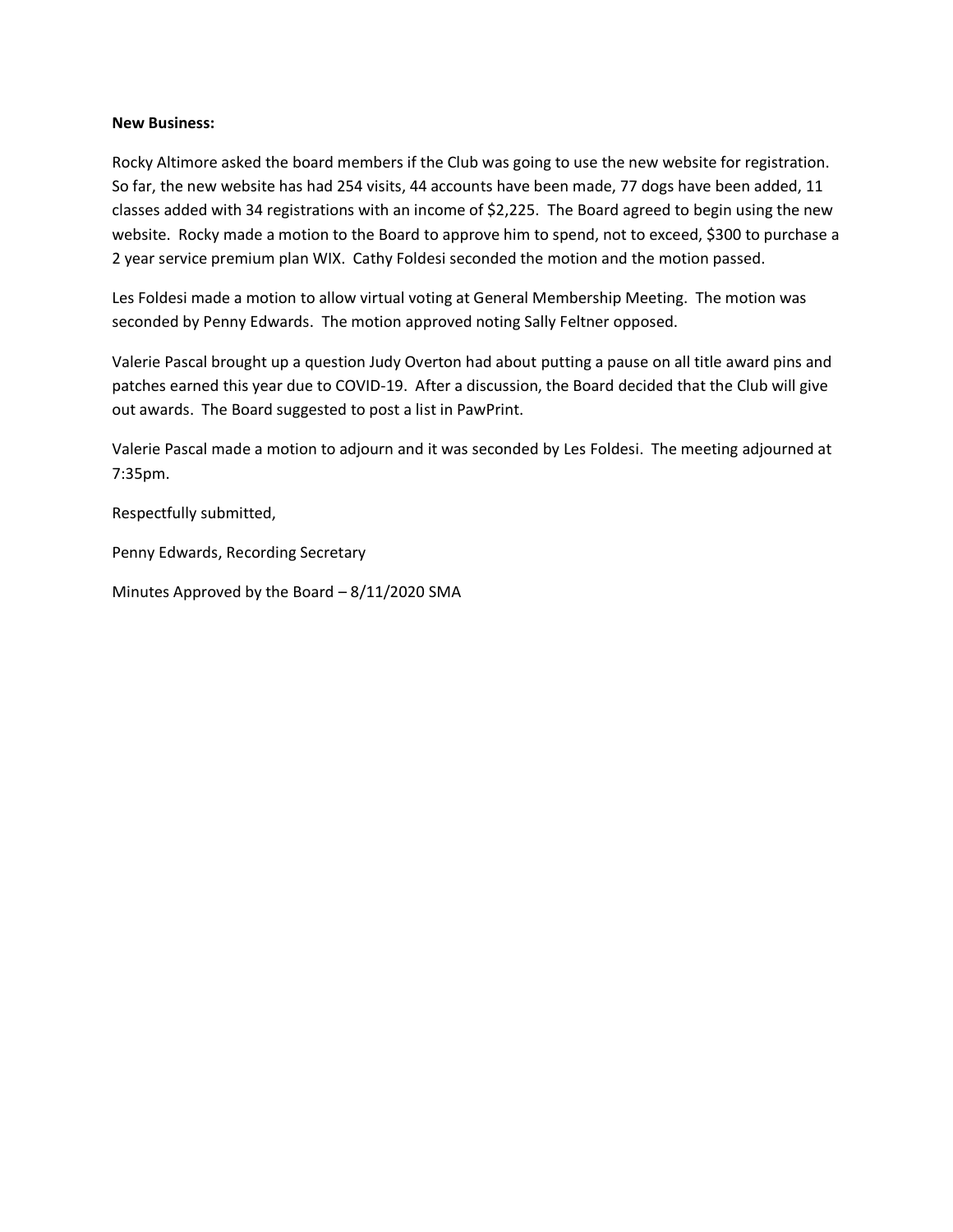**New Business:**

Rocky Altimore asked the board members if the Club was going to use the new website for registration. So far, the new website has had 254 visits, 44 accounts have been made, 77 dogs have been added, 11 classes added with 34 registrations with an income of $2,225. The Board agreed to begin using the new website. Rocky made a motion to the Board to approve him to spend, not to exceed, $300 to purchase a 2 year service premium plan WIX. Cathy Foldesi seconded the motion and the motion passed.

Les Foldesi made a motion to allow virtual voting at General Membership Meeting. The motion was seconded by Penny Edwards. The motion approved noting Sally Feltner opposed.

Valerie Pascal brought up a question Judy Overton had about putting a pause on all title award pins and patches earned this year due to COVID-19. After a discussion, the Board decided that the Club will give out awards. The Board suggested to post a list in PawPrint.

Valerie Pascal made a motion to adjourn and it was seconded by Les Foldesi. The meeting adjourned at 7:35pm.

Respectfully submitted,

Penny Edwards, Recording Secretary

Minutes Approved by the Board – 8/11/2020 SMA